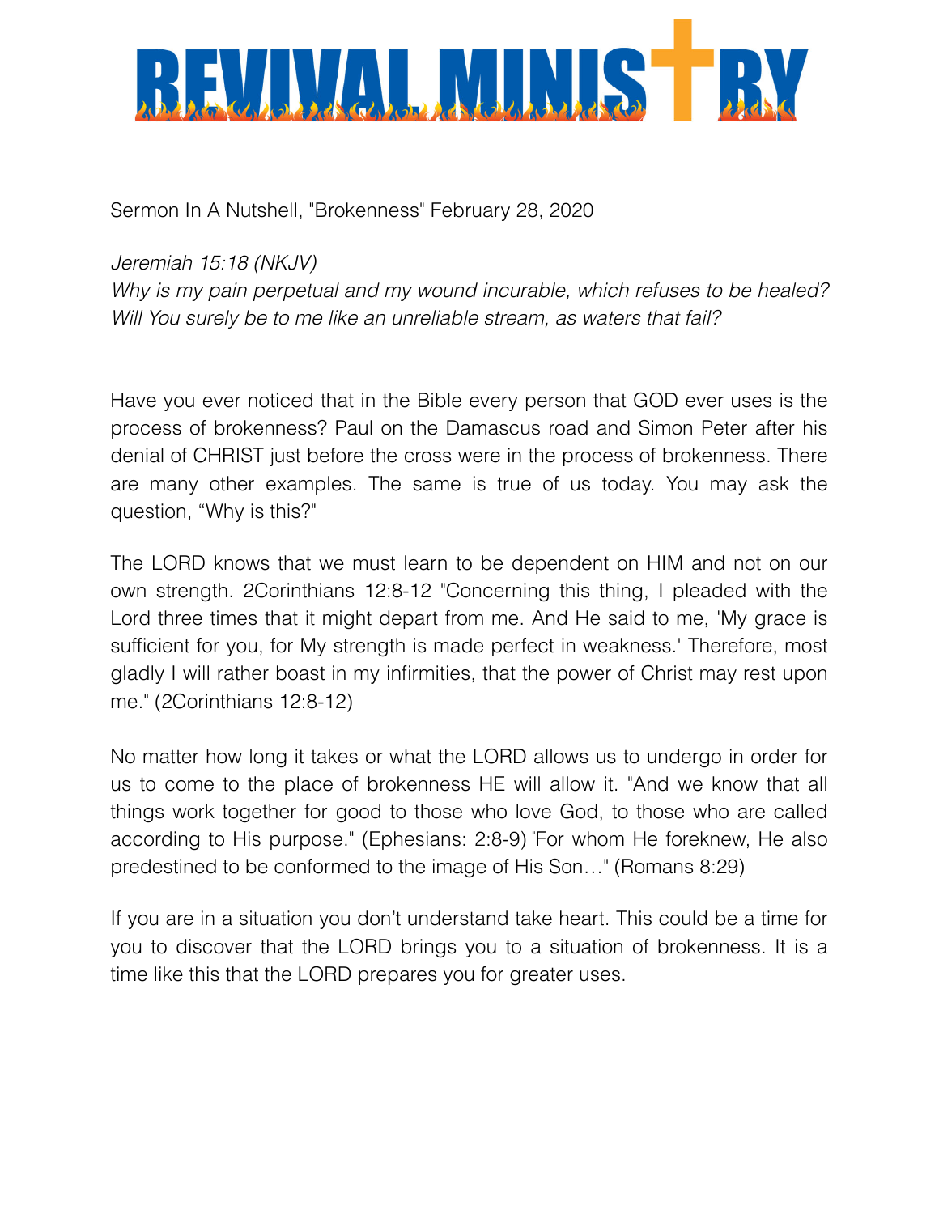# REVIVAL MINISTRY

Sermon In A Nutshell, "Brokenness" February 28, 2020

*Jeremiah 15:18 (NKJV)*
*Why is my pain perpetual and my wound incurable, which refuses to be healed? Will You surely be to me like an unreliable stream, as waters that fail?*

Have you ever noticed that in the Bible every person that GOD ever uses is the process of brokenness? Paul on the Damascus road and Simon Peter after his denial of CHRIST just before the cross were in the process of brokenness. There are many other examples. The same is true of us today. You may ask the question, "Why is this?"

The LORD knows that we must learn to be dependent on HIM and not on our own strength. 2Corinthians 12:8-12 "Concerning this thing, I pleaded with the Lord three times that it might depart from me. And He said to me, 'My grace is sufficient for you, for My strength is made perfect in weakness.' Therefore, most gladly I will rather boast in my infirmities, that the power of Christ may rest upon me." (2Corinthians 12:8-12)

No matter how long it takes or what the LORD allows us to undergo in order for us to come to the place of brokenness HE will allow it. "And we know that all things work together for good to those who love God, to those who are called according to His purpose." (Ephesians: 2:8-9) "For whom He foreknew, He also predestined to be conformed to the image of His Son…" (Romans 8:29)

If you are in a situation you don't understand take heart. This could be a time for you to discover that the LORD brings you to a situation of brokenness. It is a time like this that the LORD prepares you for greater uses.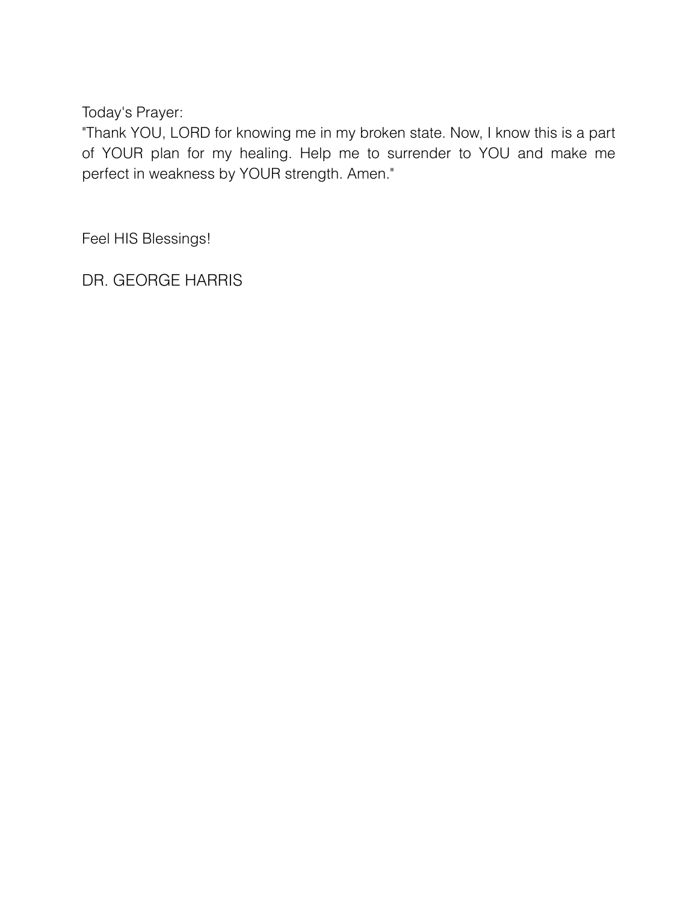Today's Prayer:
"Thank YOU, LORD for knowing me in my broken state. Now, I know this is a part of YOUR plan for my healing. Help me to surrender to YOU and make me perfect in weakness by YOUR strength. Amen."

Feel HIS Blessings!

DR. GEORGE HARRIS